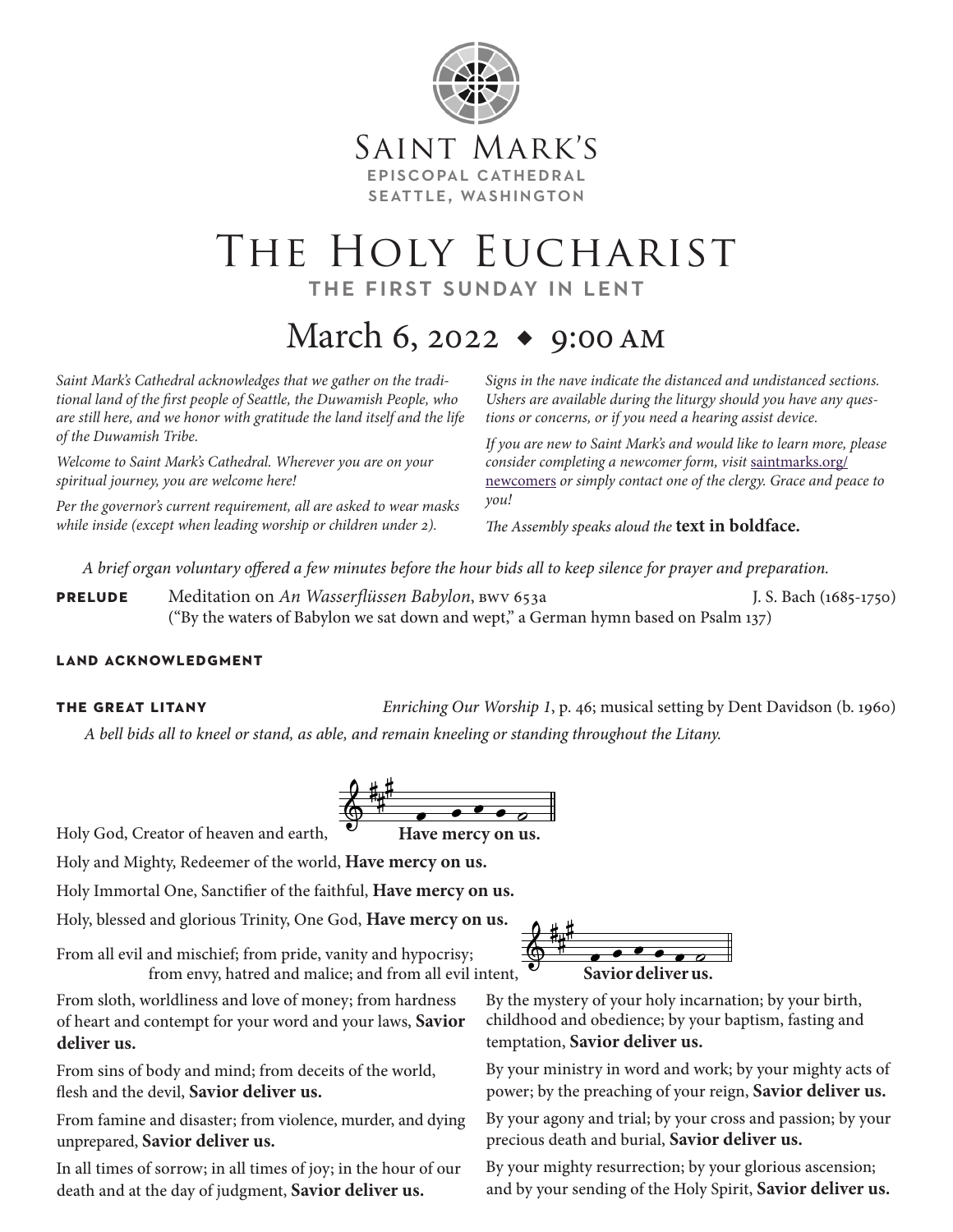Saint Mark's
EPISCOPAL CATHEDRAL
SEATTLE, WASHINGTON

# The Holy Eucharist

## THE FIRST SUNDAY IN LENT

## March 6, 2022 ◆ 9:00 AM

*Saint Mark's Cathedral acknowledges that we gather on the traditional land of the first people of Seattle, the Duwamish People, who are still here, and we honor with gratitude the land itself and the life of the Duwamish Tribe.*

*Welcome to Saint Mark's Cathedral. Wherever you are on your spiritual journey, you are welcome here!*

*Per the governor's current requirement, all are asked to wear masks while inside (except when leading worship or children under 2).*

*Signs in the nave indicate the distanced and undistanced sections. Ushers are available during the liturgy should you have any questions or concerns, or if you need a hearing assist device.*

*If you are new to Saint Mark's and would like to learn more, please consider completing a newcomer form, visit* saintmarks.org/newcomers *or simply contact one of the clergy. Grace and peace to you!*

*The Assembly speaks aloud the* **text in boldface.**

*A brief organ voluntary offered a few minutes before the hour bids all to keep silence for prayer and preparation.*

**PRELUDE** Meditation on *An Wasserflüssen Babylon*, BWV 653a — J. S. Bach (1685-1750)
("By the waters of Babylon we sat down and wept," a German hymn based on Psalm 137)

**LAND ACKNOWLEDGMENT**

**THE GREAT LITANY** *Enriching Our Worship 1*, p. 46; musical setting by Dent Davidson (b. 1960)

*A bell bids all to kneel or stand, as able, and remain kneeling or standing throughout the Litany.*

Holy God, Creator of heaven and earth, **Have mercy on us.**

Holy and Mighty, Redeemer of the world, **Have mercy on us.**

Holy Immortal One, Sanctifier of the faithful, **Have mercy on us.**

Holy, blessed and glorious Trinity, One God, **Have mercy on us.**

From all evil and mischief; from pride, vanity and hypocrisy; from envy, hatred and malice; and from all evil intent, **Savior deliver us.**

From sloth, worldliness and love of money; from hardness of heart and contempt for your word and your laws, **Savior deliver us.**

From sins of body and mind; from deceits of the world, flesh and the devil, **Savior deliver us.**

From famine and disaster; from violence, murder, and dying unprepared, **Savior deliver us.**

In all times of sorrow; in all times of joy; in the hour of our death and at the day of judgment, **Savior deliver us.**

By the mystery of your holy incarnation; by your birth, childhood and obedience; by your baptism, fasting and temptation, **Savior deliver us.**

By your ministry in word and work; by your mighty acts of power; by the preaching of your reign, **Savior deliver us.**

By your agony and trial; by your cross and passion; by your precious death and burial, **Savior deliver us.**

By your mighty resurrection; by your glorious ascension; and by your sending of the Holy Spirit, **Savior deliver us.**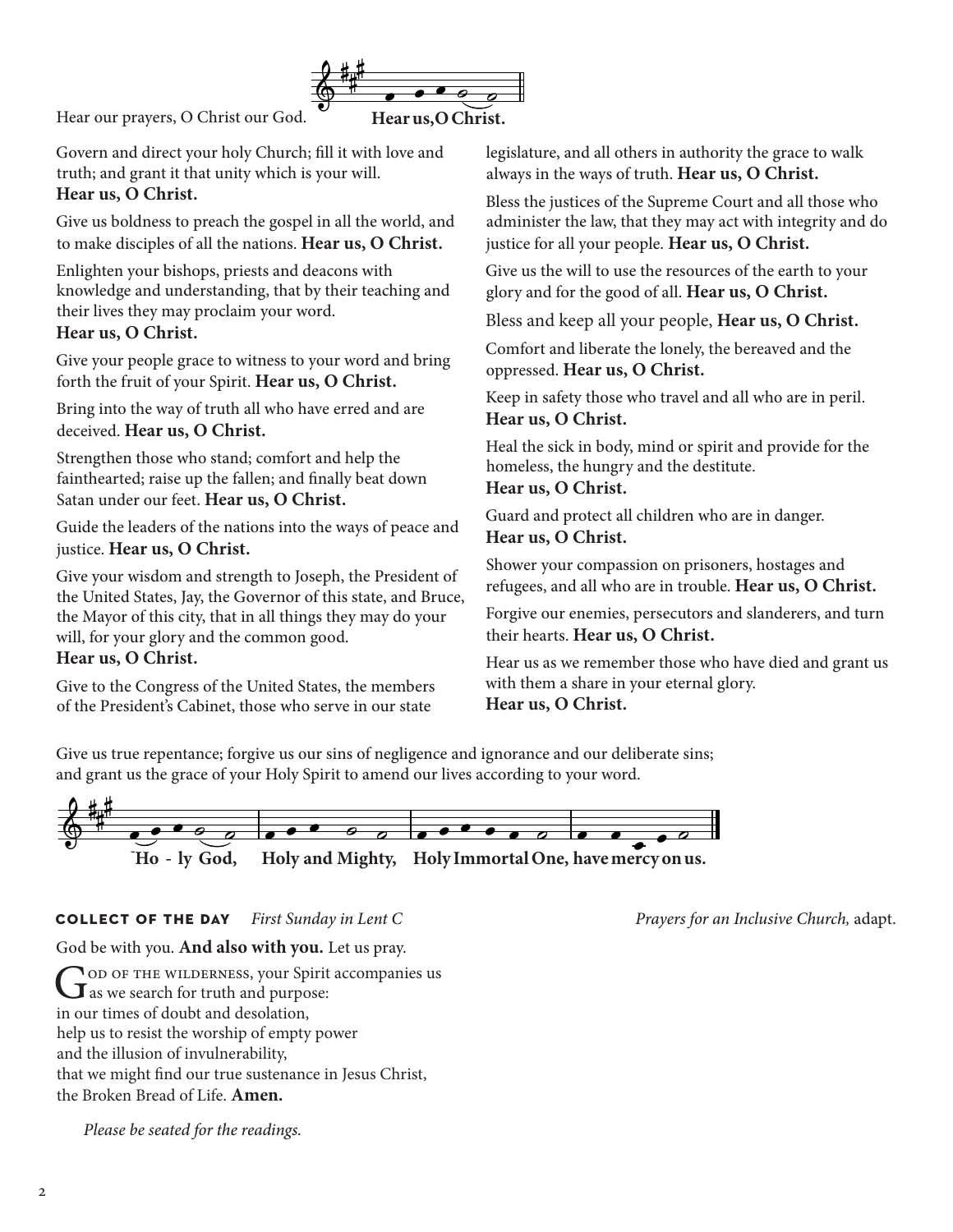Hear our prayers, O Christ our God. **Hear us, O Christ.**

Govern and direct your holy Church; fill it with love and truth; and grant it that unity which is your will.
**Hear us, O Christ.**

Give us boldness to preach the gospel in all the world, and to make disciples of all the nations. **Hear us, O Christ.**

Enlighten your bishops, priests and deacons with knowledge and understanding, that by their teaching and their lives they may proclaim your word.
**Hear us, O Christ.**

Give your people grace to witness to your word and bring forth the fruit of your Spirit. **Hear us, O Christ.**

Bring into the way of truth all who have erred and are deceived. **Hear us, O Christ.**

Strengthen those who stand; comfort and help the fainthearted; raise up the fallen; and finally beat down Satan under our feet. **Hear us, O Christ.**

Guide the leaders of the nations into the ways of peace and justice. **Hear us, O Christ.**

Give your wisdom and strength to Joseph, the President of the United States, Jay, the Governor of this state, and Bruce, the Mayor of this city, that in all things they may do your will, for your glory and the common good.
**Hear us, O Christ.**

Give to the Congress of the United States, the members of the President's Cabinet, those who serve in our state legislature, and all others in authority the grace to walk always in the ways of truth. **Hear us, O Christ.**

Bless the justices of the Supreme Court and all those who administer the law, that they may act with integrity and do justice for all your people. **Hear us, O Christ.**

Give us the will to use the resources of the earth to your glory and for the good of all. **Hear us, O Christ.**

Bless and keep all your people, **Hear us, O Christ.**

Comfort and liberate the lonely, the bereaved and the oppressed. **Hear us, O Christ.**

Keep in safety those who travel and all who are in peril.
**Hear us, O Christ.**

Heal the sick in body, mind or spirit and provide for the homeless, the hungry and the destitute.
**Hear us, O Christ.**

Guard and protect all children who are in danger.
**Hear us, O Christ.**

Shower your compassion on prisoners, hostages and refugees, and all who are in trouble. **Hear us, O Christ.**

Forgive our enemies, persecutors and slanderers, and turn their hearts. **Hear us, O Christ.**

Hear us as we remember those who have died and grant us with them a share in your eternal glory.
**Hear us, O Christ.**

Give us true repentance; forgive us our sins of negligence and ignorance and our deliberate sins; and grant us the grace of your Holy Spirit to amend our lives according to your word.

**Holy God, Holy and Mighty, Holy Immortal One, have mercy on us.**

**COLLECT OF THE DAY** *First Sunday in Lent C* *Prayers for an Inclusive Church,* adapt.

God be with you. **And also with you.** Let us pray.

God of the wilderness, your Spirit accompanies us as we search for truth and purpose:
in our times of doubt and desolation,
help us to resist the worship of empty power
and the illusion of invulnerability,
that we might find our true sustenance in Jesus Christ,
the Broken Bread of Life. **Amen.**

*Please be seated for the readings.*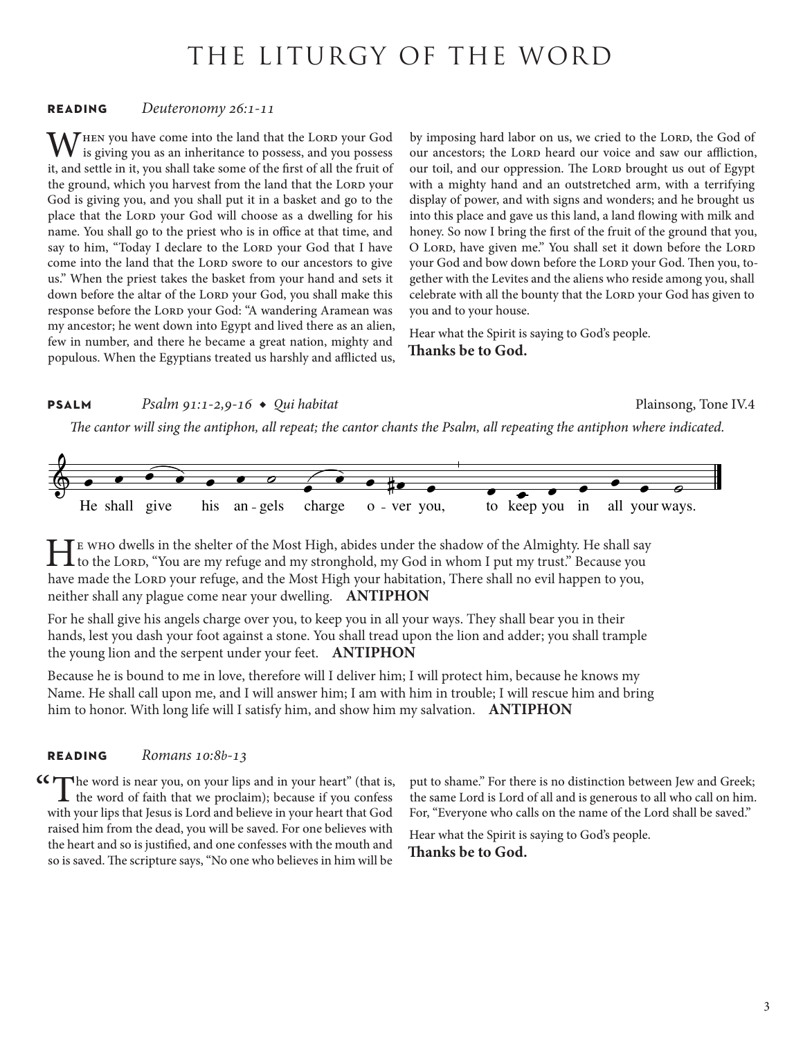# THE LITURGY OF THE WORD

**READING** *Deuteronomy 26:1-11*

When you have come into the land that the Lord your God is giving you as an inheritance to possess, and you possess it, and settle in it, you shall take some of the first of all the fruit of the ground, which you harvest from the land that the Lord your God is giving you, and you shall put it in a basket and go to the place that the Lord your God will choose as a dwelling for his name. You shall go to the priest who is in office at that time, and say to him, "Today I declare to the Lord your God that I have come into the land that the Lord swore to our ancestors to give us." When the priest takes the basket from your hand and sets it down before the altar of the Lord your God, you shall make this response before the Lord your God: "A wandering Aramean was my ancestor; he went down into Egypt and lived there as an alien, few in number, and there he became a great nation, mighty and populous. When the Egyptians treated us harshly and afflicted us, by imposing hard labor on us, we cried to the Lord, the God of our ancestors; the Lord heard our voice and saw our affliction, our toil, and our oppression. The Lord brought us out of Egypt with a mighty hand and an outstretched arm, with a terrifying display of power, and with signs and wonders; and he brought us into this place and gave us this land, a land flowing with milk and honey. So now I bring the first of the fruit of the ground that you, O Lord, have given me." You shall set it down before the Lord your God and bow down before the Lord your God. Then you, together with the Levites and the aliens who reside among you, shall celebrate with all the bounty that the Lord your God has given to you and to your house.

Hear what the Spirit is saying to God's people.
**Thanks be to God.**

**PSALM** *Psalm 91:1-2,9-16 ◆ Qui habitat* Plainsong, Tone IV.4

*The cantor will sing the antiphon, all repeat; the cantor chants the Psalm, all repeating the antiphon where indicated.*

He shall give his an - gels charge o - ver you, to keep you in all your ways.

He who dwells in the shelter of the Most High, abides under the shadow of the Almighty. He shall say to the Lord, "You are my refuge and my stronghold, my God in whom I put my trust." Because you have made the Lord your refuge, and the Most High your habitation, There shall no evil happen to you, neither shall any plague come near your dwelling. **ANTIPHON**

For he shall give his angels charge over you, to keep you in all your ways. They shall bear you in their hands, lest you dash your foot against a stone. You shall tread upon the lion and adder; you shall trample the young lion and the serpent under your feet. **ANTIPHON**

Because he is bound to me in love, therefore will I deliver him; I will protect him, because he knows my Name. He shall call upon me, and I will answer him; I am with him in trouble; I will rescue him and bring him to honor. With long life will I satisfy him, and show him my salvation. **ANTIPHON**

**READING** *Romans 10:8b-13*

"The word is near you, on your lips and in your heart" (that is, the word of faith that we proclaim); because if you confess with your lips that Jesus is Lord and believe in your heart that God raised him from the dead, you will be saved. For one believes with the heart and so is justified, and one confesses with the mouth and so is saved. The scripture says, "No one who believes in him will be put to shame." For there is no distinction between Jew and Greek; the same Lord is Lord of all and is generous to all who call on him. For, "Everyone who calls on the name of the Lord shall be saved."

Hear what the Spirit is saying to God's people.
**Thanks be to God.**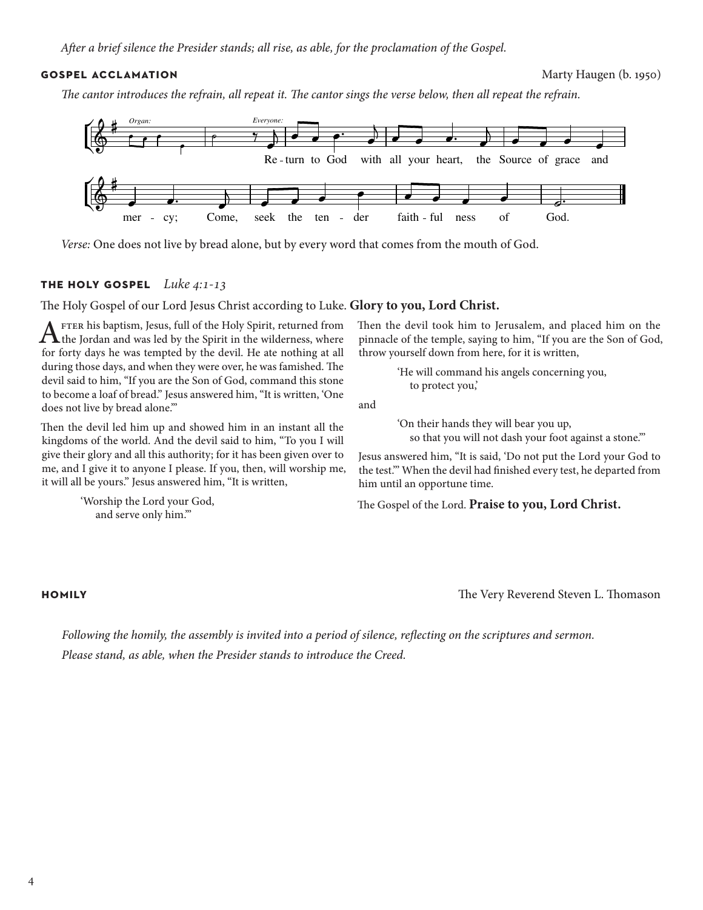*After a brief silence the Presider stands; all rise, as able, for the proclamation of the Gospel.*

## GOSPEL ACCLAMATION

Marty Haugen (b. 1950)

*The cantor introduces the refrain, all repeat it. The cantor sings the verse below, then all repeat the refrain.*

*Organ:* *Everyone:*

Re - turn to God with all your heart, the Source of grace and mer - cy; Come, seek the ten - der faith - ful ness of God.

*Verse:* One does not live by bread alone, but by every word that comes from the mouth of God.

## THE HOLY GOSPEL *Luke 4:1-13*

The Holy Gospel of our Lord Jesus Christ according to Luke. **Glory to you, Lord Christ.**

After his baptism, Jesus, full of the Holy Spirit, returned from the Jordan and was led by the Spirit in the wilderness, where for forty days he was tempted by the devil. He ate nothing at all during those days, and when they were over, he was famished. The devil said to him, "If you are the Son of God, command this stone to become a loaf of bread." Jesus answered him, "It is written, 'One does not live by bread alone.'"

Then the devil led him up and showed him in an instant all the kingdoms of the world. And the devil said to him, "To you I will give their glory and all this authority; for it has been given over to me, and I give it to anyone I please. If you, then, will worship me, it will all be yours." Jesus answered him, "It is written,

> 'Worship the Lord your God,
> and serve only him.'"

Then the devil took him to Jerusalem, and placed him on the pinnacle of the temple, saying to him, "If you are the Son of God, throw yourself down from here, for it is written,

> 'He will command his angels concerning you,
> to protect you,'

and

> 'On their hands they will bear you up,
> so that you will not dash your foot against a stone.'"

Jesus answered him, "It is said, 'Do not put the Lord your God to the test.'" When the devil had finished every test, he departed from him until an opportune time.

The Gospel of the Lord. **Praise to you, Lord Christ.**

## HOMILY

The Very Reverend Steven L. Thomason

*Following the homily, the assembly is invited into a period of silence, reflecting on the scriptures and sermon.*

*Please stand, as able, when the Presider stands to introduce the Creed.*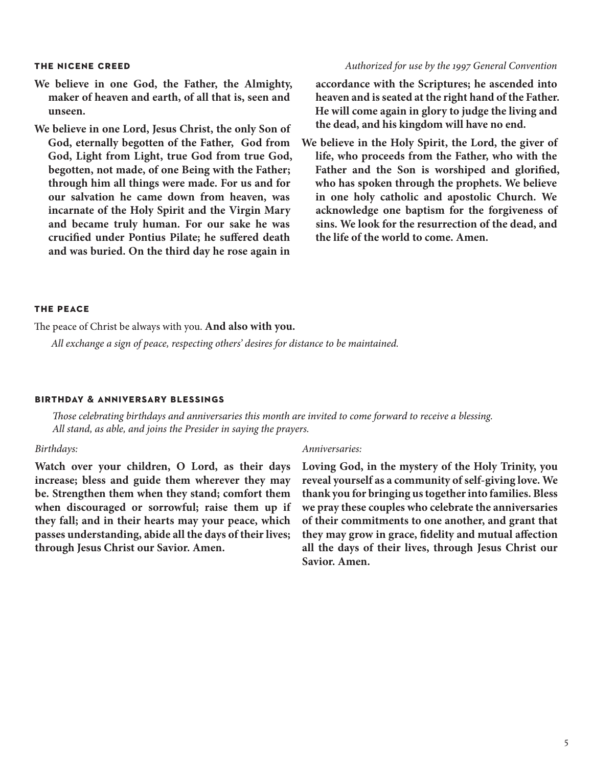### THE NICENE CREED

*Authorized for use by the 1997 General Convention*

**We believe in one God, the Father, the Almighty, maker of heaven and earth, of all that is, seen and unseen.**

**We believe in one Lord, Jesus Christ, the only Son of God, eternally begotten of the Father, God from God, Light from Light, true God from true God, begotten, not made, of one Being with the Father; through him all things were made. For us and for our salvation he came down from heaven, was incarnate of the Holy Spirit and the Virgin Mary and became truly human. For our sake he was crucified under Pontius Pilate; he suffered death and was buried. On the third day he rose again in accordance with the Scriptures; he ascended into heaven and is seated at the right hand of the Father. He will come again in glory to judge the living and the dead, and his kingdom will have no end.**

**We believe in the Holy Spirit, the Lord, the giver of life, who proceeds from the Father, who with the Father and the Son is worshiped and glorified, who has spoken through the prophets. We believe in one holy catholic and apostolic Church. We acknowledge one baptism for the forgiveness of sins. We look for the resurrection of the dead, and the life of the world to come. Amen.**

### THE PEACE

The peace of Christ be always with you. **And also with you.**

*All exchange a sign of peace, respecting others' desires for distance to be maintained.*

### BIRTHDAY & ANNIVERSARY BLESSINGS

*Those celebrating birthdays and anniversaries this month are invited to come forward to receive a blessing. All stand, as able, and joins the Presider in saying the prayers.*

*Birthdays:*

**Watch over your children, O Lord, as their days increase; bless and guide them wherever they may be. Strengthen them when they stand; comfort them when discouraged or sorrowful; raise them up if they fall; and in their hearts may your peace, which passes understanding, abide all the days of their lives; through Jesus Christ our Savior. Amen.**

*Anniversaries:*

**Loving God, in the mystery of the Holy Trinity, you reveal yourself as a community of self-giving love. We thank you for bringing us together into families. Bless we pray these couples who celebrate the anniversaries of their commitments to one another, and grant that they may grow in grace, fidelity and mutual affection all the days of their lives, through Jesus Christ our Savior. Amen.**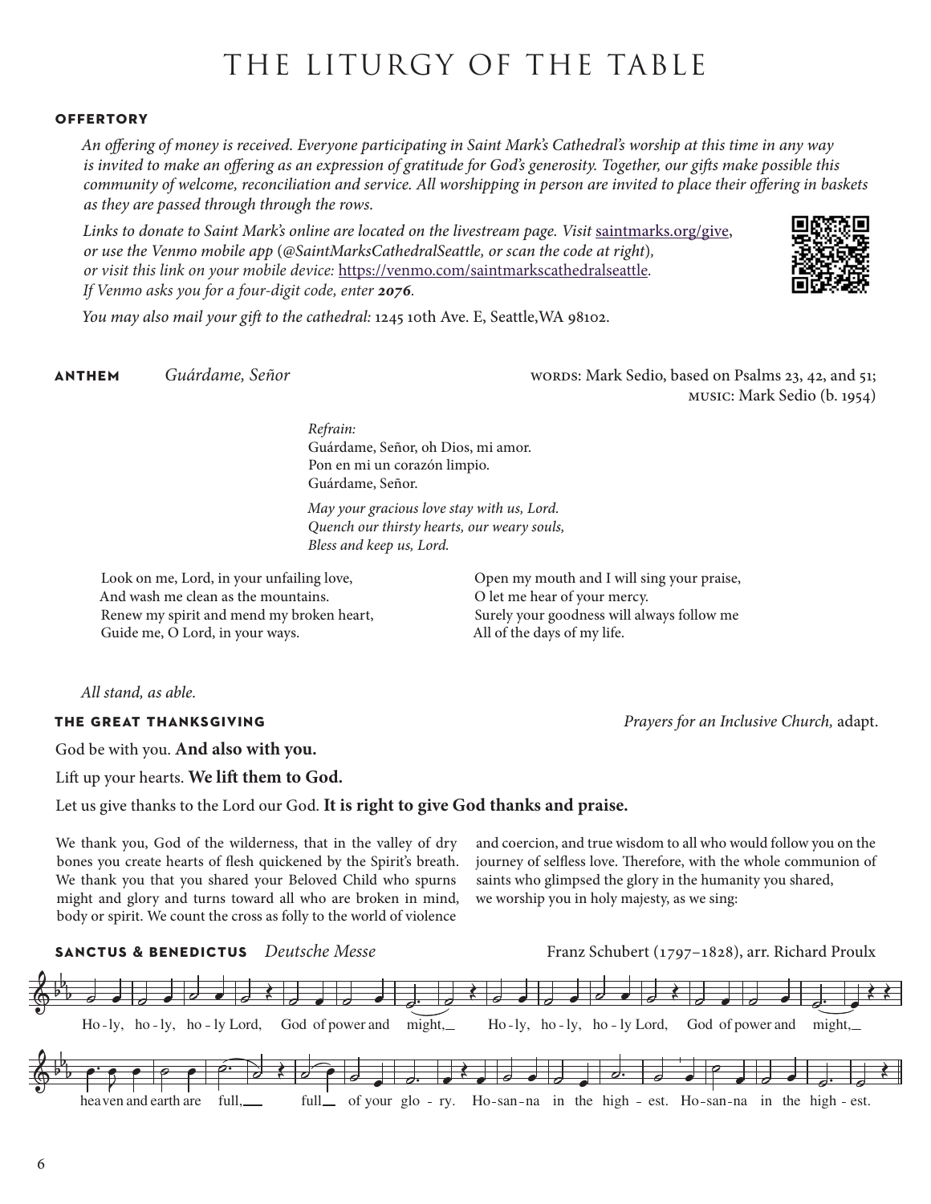# THE LITURGY OF THE TABLE

### OFFERTORY

*An offering of money is received. Everyone participating in Saint Mark's Cathedral's worship at this time in any way is invited to make an offering as an expression of gratitude for God's generosity. Together, our gifts make possible this community of welcome, reconciliation and service. All worshipping in person are invited to place their offering in baskets as they are passed through through the rows.*

*Links to donate to Saint Mark's online are located on the livestream page. Visit* saintmarks.org/give, *or use the Venmo mobile app (@SaintMarksCathedralSeattle, or scan the code at right), or visit this link on your mobile device:* https://venmo.com/saintmarkscathedralseattle. *If Venmo asks you for a four-digit code, enter* ***2076****.*

*You may also mail your gift to the cathedral:* 1245 10th Ave. E, Seattle,WA 98102.

### ANTHEM *Guárdame, Señor*

WORDS: Mark Sedio, based on Psalms 23, 42, and 51;
MUSIC: Mark Sedio (b. 1954)

*Refrain:*
Guárdame, Señor, oh Dios, mi amor.
Pon en mi un corazón limpio.
Guárdame, Señor.

*May your gracious love stay with us, Lord.*
*Quench our thirsty hearts, our weary souls,*
*Bless and keep us, Lord.*

Look on me, Lord, in your unfailing love,
And wash me clean as the mountains.
Renew my spirit and mend my broken heart,
Guide me, O Lord, in your ways.

Open my mouth and I will sing your praise,
O let me hear of your mercy.
Surely your goodness will always follow me
All of the days of my life.

*All stand, as able.*

### THE GREAT THANKSGIVING

*Prayers for an Inclusive Church,* adapt.

God be with you. **And also with you.**

Lift up your hearts. **We lift them to God.**

Let us give thanks to the Lord our God. **It is right to give God thanks and praise.**

We thank you, God of the wilderness, that in the valley of dry bones you create hearts of flesh quickened by the Spirit's breath. We thank you that you shared your Beloved Child who spurns might and glory and turns toward all who are broken in mind, body or spirit. We count the cross as folly to the world of violence and coercion, and true wisdom to all who would follow you on the journey of selfless love. Therefore, with the whole communion of saints who glimpsed the glory in the humanity you shared, we worship you in holy majesty, as we sing:

### SANCTUS & BENEDICTUS *Deutsche Messe*

Franz Schubert (1797–1828), arr. Richard Proulx

Ho-ly, ho-ly, ho-ly Lord, God of power and might, Ho-ly, ho-ly, ho-ly Lord, God of power and might, heaven and earth are full, full of your glo-ry. Ho-san-na in the high-est. Ho-san-na in the high-est.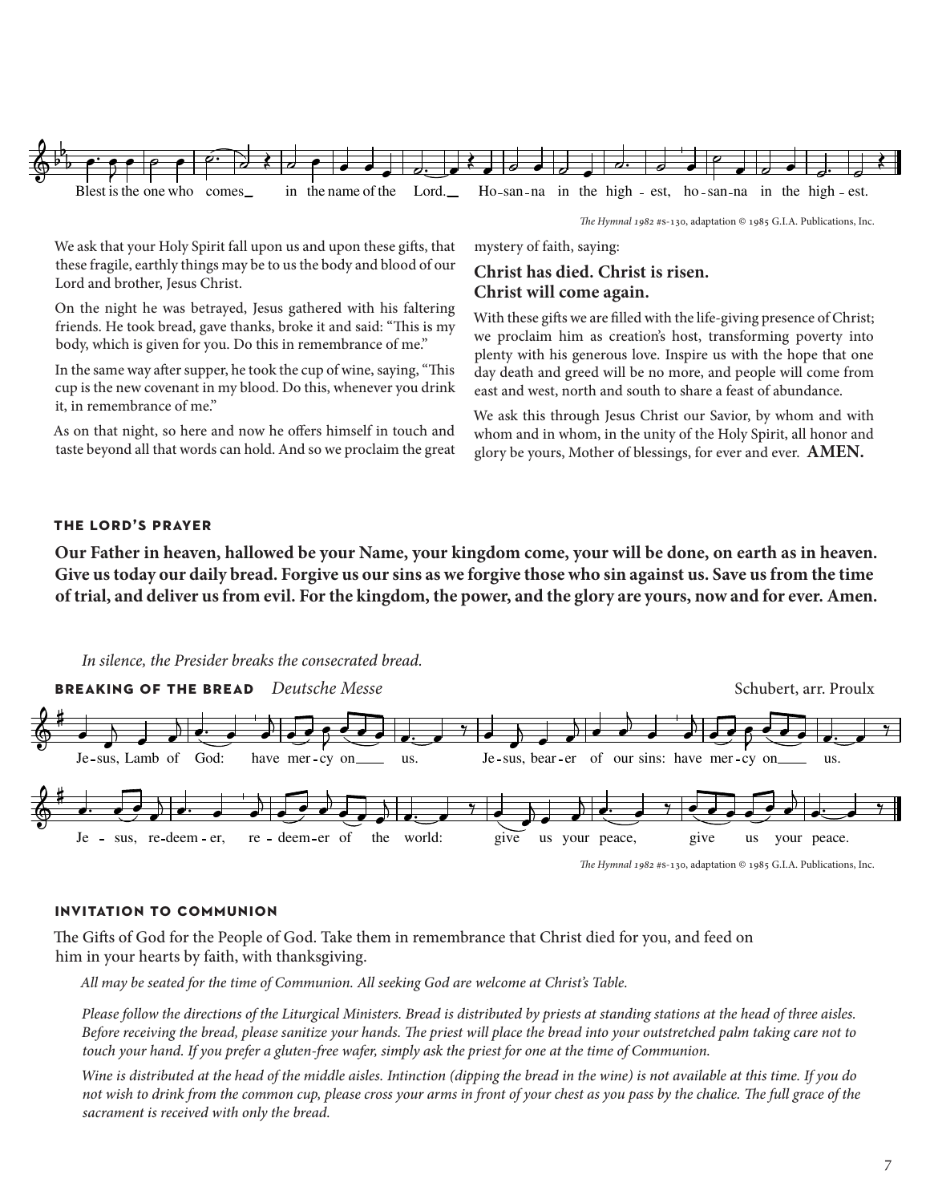Blest is the one who comes in the name of the Lord. Ho-san-na in the high-est, ho-san-na in the high-est.

*The Hymnal 1982* #s-130, adaptation © 1985 G.I.A. Publications, Inc.

We ask that your Holy Spirit fall upon us and upon these gifts, that these fragile, earthly things may be to us the body and blood of our Lord and brother, Jesus Christ.

On the night he was betrayed, Jesus gathered with his faltering friends. He took bread, gave thanks, broke it and said: "This is my body, which is given for you. Do this in remembrance of me."

In the same way after supper, he took the cup of wine, saying, "This cup is the new covenant in my blood. Do this, whenever you drink it, in remembrance of me."

As on that night, so here and now he offers himself in touch and taste beyond all that words can hold. And so we proclaim the great mystery of faith, saying:

**Christ has died. Christ is risen.**
**Christ will come again.**

With these gifts we are filled with the life-giving presence of Christ; we proclaim him as creation's host, transforming poverty into plenty with his generous love. Inspire us with the hope that one day death and greed will be no more, and people will come from east and west, north and south to share a feast of abundance.

We ask this through Jesus Christ our Savior, by whom and with whom and in whom, in the unity of the Holy Spirit, all honor and glory be yours, Mother of blessings, for ever and ever. **AMEN.**

## THE LORD'S PRAYER

**Our Father in heaven, hallowed be your Name, your kingdom come, your will be done, on earth as in heaven. Give us today our daily bread. Forgive us our sins as we forgive those who sin against us. Save us from the time of trial, and deliver us from evil. For the kingdom, the power, and the glory are yours, now and for ever. Amen.**

*In silence, the Presider breaks the consecrated bread.*

## BREAKING OF THE BREAD *Deutsche Messe*

Schubert, arr. Proulx

Je-sus, Lamb of God: have mer-cy on us. Je-sus, bear-er of our sins: have mer-cy on us.

Je-sus, re-deem-er, re-deem-er of the world: give us your peace, give us your peace.

*The Hymnal 1982* #s-130, adaptation © 1985 G.I.A. Publications, Inc.

## INVITATION TO COMMUNION

The Gifts of God for the People of God. Take them in remembrance that Christ died for you, and feed on him in your hearts by faith, with thanksgiving.

*All may be seated for the time of Communion. All seeking God are welcome at Christ's Table.*

*Please follow the directions of the Liturgical Ministers. Bread is distributed by priests at standing stations at the head of three aisles. Before receiving the bread, please sanitize your hands. The priest will place the bread into your outstretched palm taking care not to touch your hand. If you prefer a gluten-free wafer, simply ask the priest for one at the time of Communion.*

*Wine is distributed at the head of the middle aisles. Intinction (dipping the bread in the wine) is not available at this time. If you do not wish to drink from the common cup, please cross your arms in front of your chest as you pass by the chalice. The full grace of the sacrament is received with only the bread.*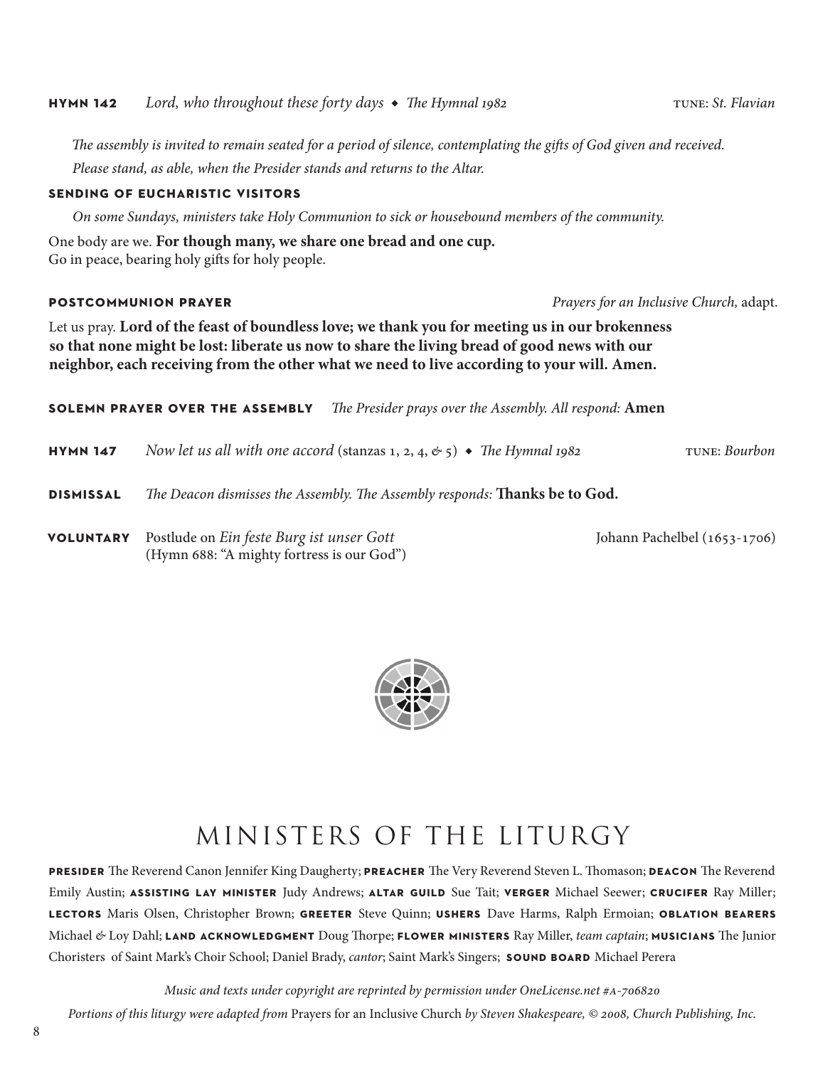**HYMN 142** *Lord, who throughout these forty days* ◆ *The Hymnal 1982* TUNE: *St. Flavian*

*The assembly is invited to remain seated for a period of silence, contemplating the gifts of God given and received. Please stand, as able, when the Presider stands and returns to the Altar.*

**SENDING OF EUCHARISTIC VISITORS**

*On some Sundays, ministers take Holy Communion to sick or housebound members of the community.*

One body are we. **For though many, we share one bread and one cup.**
Go in peace, bearing holy gifts for holy people.

**POSTCOMMUNION PRAYER** *Prayers for an Inclusive Church,* adapt.

Let us pray. **Lord of the feast of boundless love; we thank you for meeting us in our brokenness so that none might be lost: liberate us now to share the living bread of good news with our neighbor, each receiving from the other what we need to live according to your will. Amen.**

**SOLEMN PRAYER OVER THE ASSEMBLY** *The Presider prays over the Assembly. All respond:* **Amen**

**HYMN 147** *Now let us all with one accord* (stanzas 1, 2, 4, & 5) ◆ *The Hymnal 1982* TUNE: *Bourbon*

**DISMISSAL** *The Deacon dismisses the Assembly. The Assembly responds:* **Thanks be to God.**

**VOLUNTARY** Postlude on *Ein feste Burg ist unser Gott* (Hymn 688: "A mighty fortress is our God") Johann Pachelbel (1653-1706)

# MINISTERS OF THE LITURGY

**PRESIDER** The Reverend Canon Jennifer King Daugherty; **PREACHER** The Very Reverend Steven L. Thomason; **DEACON** The Reverend Emily Austin; **ASSISTING LAY MINISTER** Judy Andrews; **ALTAR GUILD** Sue Tait; **VERGER** Michael Seewer; **CRUCIFER** Ray Miller; **LECTORS** Maris Olsen, Christopher Brown; **GREETER** Steve Quinn; **USHERS** Dave Harms, Ralph Ermoian; **OBLATION BEARERS** Michael & Loy Dahl; **LAND ACKNOWLEDGMENT** Doug Thorpe; **FLOWER MINISTERS** Ray Miller, *team captain*; **MUSICIANS** The Junior Choristers of Saint Mark's Choir School; Daniel Brady, *cantor*; Saint Mark's Singers; **SOUND BOARD** Michael Perera

*Music and texts under copyright are reprinted by permission under OneLicense.net #A-706820*

*Portions of this liturgy were adapted from* Prayers for an Inclusive Church *by Steven Shakespeare, © 2008, Church Publishing, Inc.*